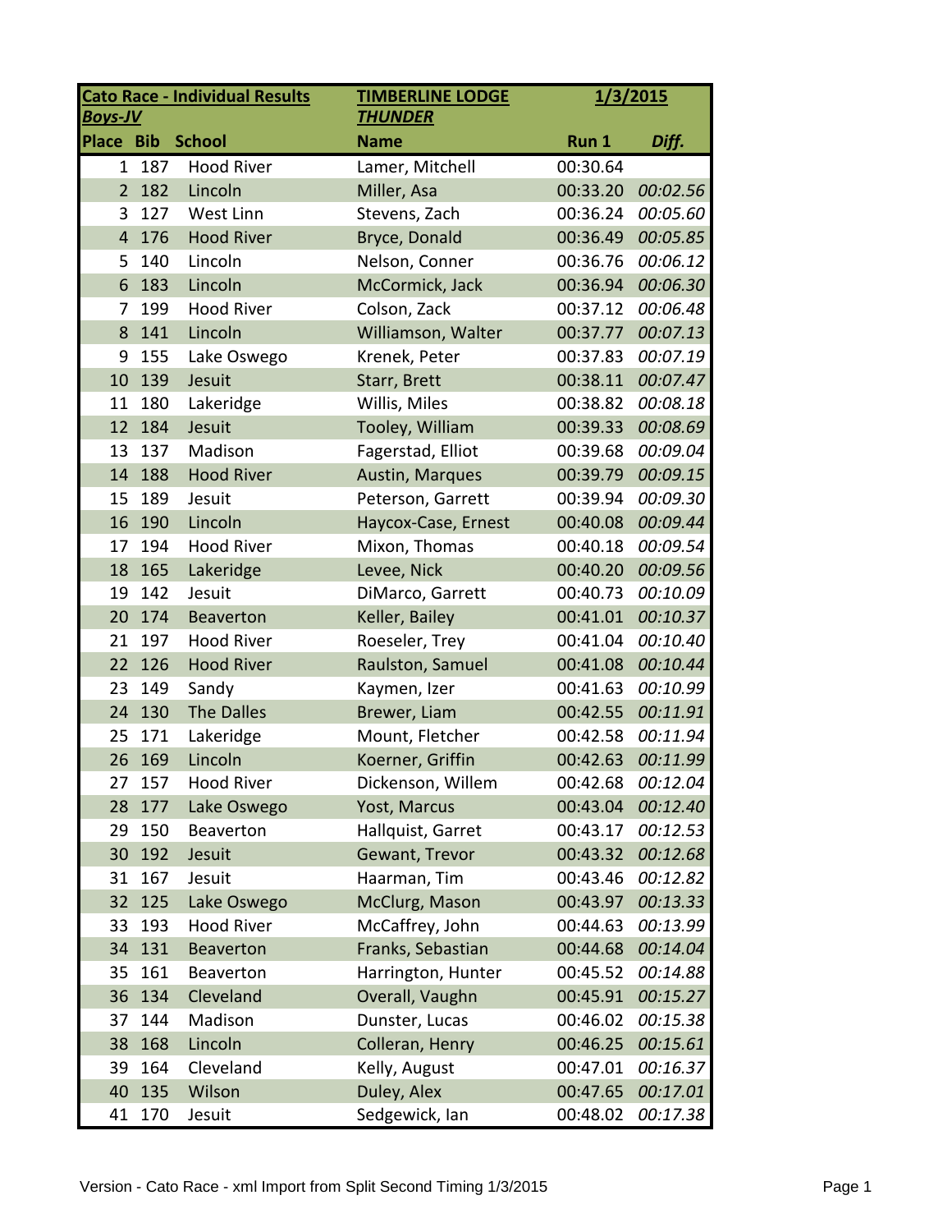| **Cato Race - Individual Results** | | | **TIMBERLINE LODGE** | **1/3/2015** | |
|---|---|---|---|---|---|
| ***Boys-JV*** | | | ***THUNDER*** | | |
| **Place** | **Bib** | **School** | **Name** | **Run 1** | ***Diff.*** |
| 1 | 187 | Hood River | Lamer, Mitchell | 00:30.64 | |
| 2 | 182 | Lincoln | Miller, Asa | 00:33.20 | *00:02.56* |
| 3 | 127 | West Linn | Stevens, Zach | 00:36.24 | *00:05.60* |
| 4 | 176 | Hood River | Bryce, Donald | 00:36.49 | *00:05.85* |
| 5 | 140 | Lincoln | Nelson, Conner | 00:36.76 | *00:06.12* |
| 6 | 183 | Lincoln | McCormick, Jack | 00:36.94 | *00:06.30* |
| 7 | 199 | Hood River | Colson, Zack | 00:37.12 | *00:06.48* |
| 8 | 141 | Lincoln | Williamson, Walter | 00:37.77 | *00:07.13* |
| 9 | 155 | Lake Oswego | Krenek, Peter | 00:37.83 | *00:07.19* |
| 10 | 139 | Jesuit | Starr, Brett | 00:38.11 | *00:07.47* |
| 11 | 180 | Lakeridge | Willis, Miles | 00:38.82 | *00:08.18* |
| 12 | 184 | Jesuit | Tooley, William | 00:39.33 | *00:08.69* |
| 13 | 137 | Madison | Fagerstad, Elliot | 00:39.68 | *00:09.04* |
| 14 | 188 | Hood River | Austin, Marques | 00:39.79 | *00:09.15* |
| 15 | 189 | Jesuit | Peterson, Garrett | 00:39.94 | *00:09.30* |
| 16 | 190 | Lincoln | Haycox-Case, Ernest | 00:40.08 | *00:09.44* |
| 17 | 194 | Hood River | Mixon, Thomas | 00:40.18 | *00:09.54* |
| 18 | 165 | Lakeridge | Levee, Nick | 00:40.20 | *00:09.56* |
| 19 | 142 | Jesuit | DiMarco, Garrett | 00:40.73 | *00:10.09* |
| 20 | 174 | Beaverton | Keller, Bailey | 00:41.01 | *00:10.37* |
| 21 | 197 | Hood River | Roeseler, Trey | 00:41.04 | *00:10.40* |
| 22 | 126 | Hood River | Raulston, Samuel | 00:41.08 | *00:10.44* |
| 23 | 149 | Sandy | Kaymen, Izer | 00:41.63 | *00:10.99* |
| 24 | 130 | The Dalles | Brewer, Liam | 00:42.55 | *00:11.91* |
| 25 | 171 | Lakeridge | Mount, Fletcher | 00:42.58 | *00:11.94* |
| 26 | 169 | Lincoln | Koerner, Griffin | 00:42.63 | *00:11.99* |
| 27 | 157 | Hood River | Dickenson, Willem | 00:42.68 | *00:12.04* |
| 28 | 177 | Lake Oswego | Yost, Marcus | 00:43.04 | *00:12.40* |
| 29 | 150 | Beaverton | Hallquist, Garret | 00:43.17 | *00:12.53* |
| 30 | 192 | Jesuit | Gewant, Trevor | 00:43.32 | *00:12.68* |
| 31 | 167 | Jesuit | Haarman, Tim | 00:43.46 | *00:12.82* |
| 32 | 125 | Lake Oswego | McClurg, Mason | 00:43.97 | *00:13.33* |
| 33 | 193 | Hood River | McCaffrey, John | 00:44.63 | *00:13.99* |
| 34 | 131 | Beaverton | Franks, Sebastian | 00:44.68 | *00:14.04* |
| 35 | 161 | Beaverton | Harrington, Hunter | 00:45.52 | *00:14.88* |
| 36 | 134 | Cleveland | Overall, Vaughn | 00:45.91 | *00:15.27* |
| 37 | 144 | Madison | Dunster, Lucas | 00:46.02 | *00:15.38* |
| 38 | 168 | Lincoln | Colleran, Henry | 00:46.25 | *00:15.61* |
| 39 | 164 | Cleveland | Kelly, August | 00:47.01 | *00:16.37* |
| 40 | 135 | Wilson | Duley, Alex | 00:47.65 | *00:17.01* |
| 41 | 170 | Jesuit | Sedgewick, Ian | 00:48.02 | *00:17.38* |

Version - Cato Race - xml Import from Split Second Timing 1/3/2015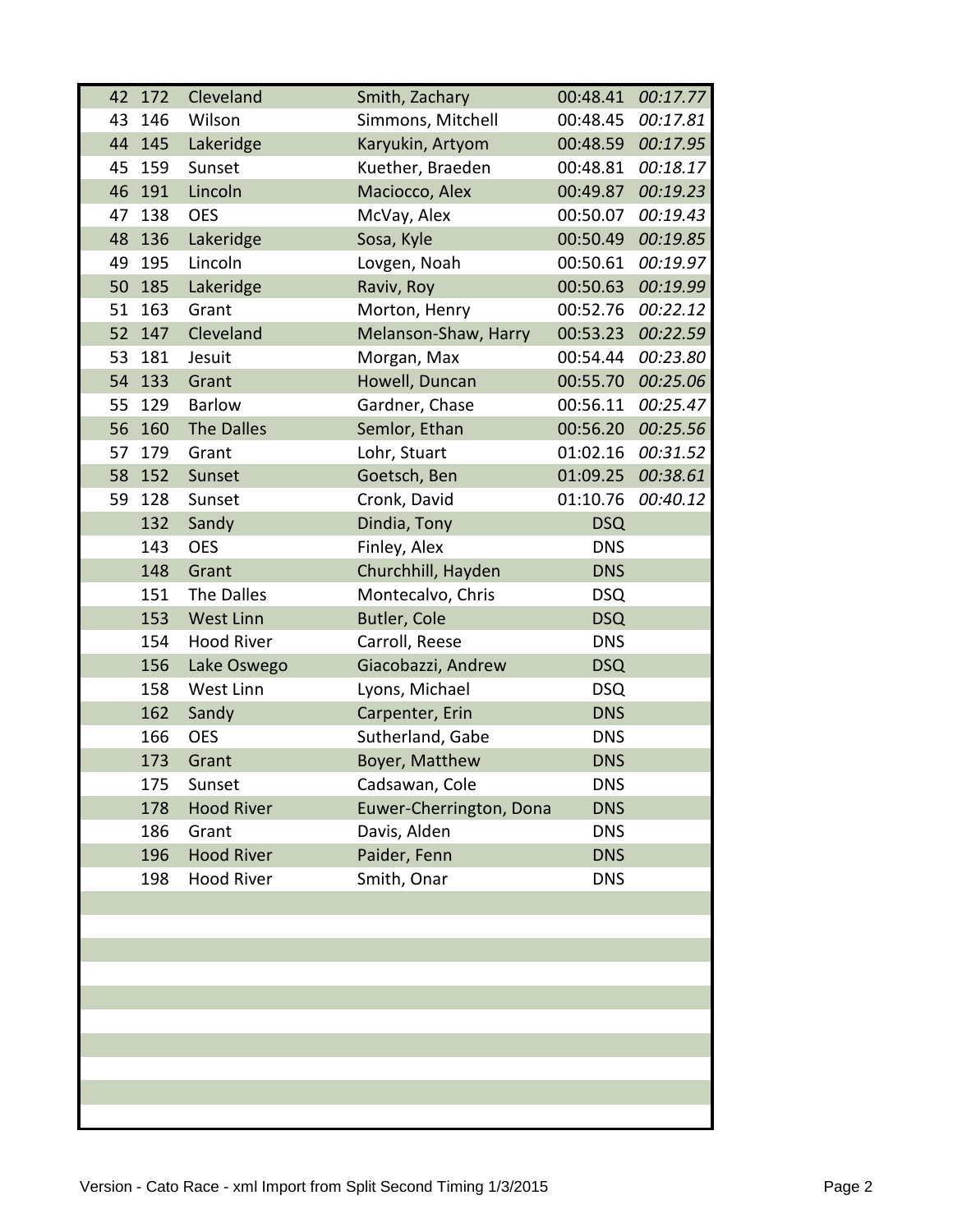| | | | | | |
|---|---|---|---|---|---|
| 42 | 172 | Cleveland | Smith, Zachary | 00:48.41 | *00:17.77* |
| 43 | 146 | Wilson | Simmons, Mitchell | 00:48.45 | *00:17.81* |
| 44 | 145 | Lakeridge | Karyukin, Artyom | 00:48.59 | *00:17.95* |
| 45 | 159 | Sunset | Kuether, Braeden | 00:48.81 | *00:18.17* |
| 46 | 191 | Lincoln | Maciocco, Alex | 00:49.87 | *00:19.23* |
| 47 | 138 | OES | McVay, Alex | 00:50.07 | *00:19.43* |
| 48 | 136 | Lakeridge | Sosa, Kyle | 00:50.49 | *00:19.85* |
| 49 | 195 | Lincoln | Lovgen, Noah | 00:50.61 | *00:19.97* |
| 50 | 185 | Lakeridge | Raviv, Roy | 00:50.63 | *00:19.99* |
| 51 | 163 | Grant | Morton, Henry | 00:52.76 | *00:22.12* |
| 52 | 147 | Cleveland | Melanson-Shaw, Harry | 00:53.23 | *00:22.59* |
| 53 | 181 | Jesuit | Morgan, Max | 00:54.44 | *00:23.80* |
| 54 | 133 | Grant | Howell, Duncan | 00:55.70 | *00:25.06* |
| 55 | 129 | Barlow | Gardner, Chase | 00:56.11 | *00:25.47* |
| 56 | 160 | The Dalles | Semlor, Ethan | 00:56.20 | *00:25.56* |
| 57 | 179 | Grant | Lohr, Stuart | 01:02.16 | *00:31.52* |
| 58 | 152 | Sunset | Goetsch, Ben | 01:09.25 | *00:38.61* |
| 59 | 128 | Sunset | Cronk, David | 01:10.76 | *00:40.12* |
| | 132 | Sandy | Dindia, Tony | DSQ | |
| | 143 | OES | Finley, Alex | DNS | |
| | 148 | Grant | Churchhill, Hayden | DNS | |
| | 151 | The Dalles | Montecalvo, Chris | DSQ | |
| | 153 | West Linn | Butler, Cole | DSQ | |
| | 154 | Hood River | Carroll, Reese | DNS | |
| | 156 | Lake Oswego | Giacobazzi, Andrew | DSQ | |
| | 158 | West Linn | Lyons, Michael | DSQ | |
| | 162 | Sandy | Carpenter, Erin | DNS | |
| | 166 | OES | Sutherland, Gabe | DNS | |
| | 173 | Grant | Boyer, Matthew | DNS | |
| | 175 | Sunset | Cadsawan, Cole | DNS | |
| | 178 | Hood River | Euwer-Cherrington, Dona | DNS | |
| | 186 | Grant | Davis, Alden | DNS | |
| | 196 | Hood River | Paider, Fenn | DNS | |
| | 198 | Hood River | Smith, Onar | DNS | |

Version - Cato Race - xml Import from Split Second Timing 1/3/2015